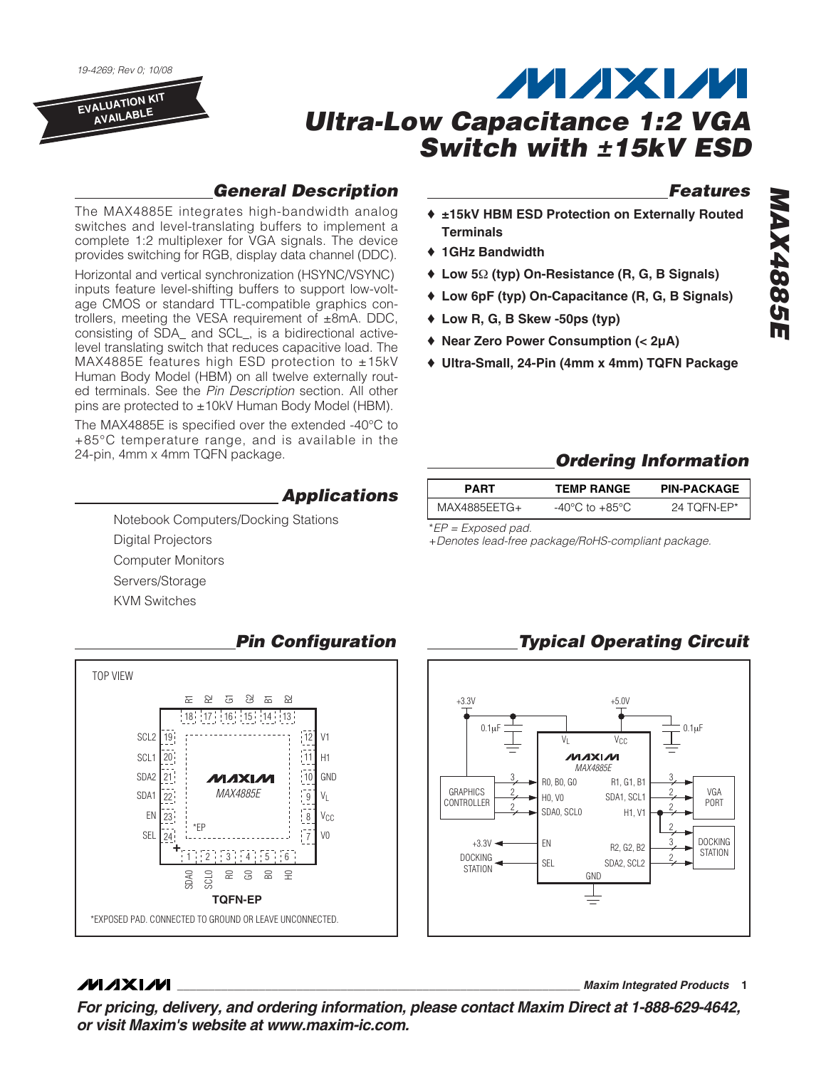19-4269; Rev 0; 10/08

EVALUATION KIT AVAILABLE

# MAXIM Ultra-Low Capacitance 1:2 VGA Switch with ±15kV ESD

## General Description

The MAX4885E integrates high-bandwidth analog switches and level-translating buffers to implement a complete 1:2 multiplexer for VGA signals. The device provides switching for RGB, display data channel (DDC).

Horizontal and vertical synchronization (HSYNC/VSYNC) inputs feature level-shifting buffers to support low-voltage CMOS or standard TTL-compatible graphics controllers, meeting the VESA requirement of ±8mA. DDC, consisting of SDA_ and SCL_, is a bidirectional active-level translating switch that reduces capacitive load. The MAX4885E features high ESD protection to ±15kV Human Body Model (HBM) on all twelve externally routed terminals. See the *Pin Description* section. All other pins are protected to ±10kV Human Body Model (HBM).

The MAX4885E is specified over the extended -40°C to +85°C temperature range, and is available in the 24-pin, 4mm x 4mm TQFN package.

## Applications

Notebook Computers/Docking Stations

Digital Projectors

Computer Monitors

Servers/Storage

KVM Switches

## Features

- **±15kV HBM ESD Protection on Externally Routed Terminals**
- **1GHz Bandwidth**
- **Low 5Ω (typ) On-Resistance (R, G, B Signals)**
- **Low 6pF (typ) On-Capacitance (R, G, B Signals)**
- **Low R, G, B Skew -50ps (typ)**
- **Near Zero Power Consumption (< 2µA)**
- **Ultra-Small, 24-Pin (4mm x 4mm) TQFN Package**

## Ordering Information

| PART | TEMP RANGE | PIN-PACKAGE |
|---|---|---|
| MAX4885EETG+ | -40°C to +85°C | 24 TQFN-EP* |

*EP = Exposed pad.

+Denotes lead-free package/RoHS-compliant package.

## Pin Configuration

TOP VIEW

| Pin | Name | Pin | Name |
|---|---|---|---|
| 1 | SDA0 | 13 | B2 |
| 2 | SCL0 | 14 | B1 |
| 3 | R0 | 15 | G2 |
| 4 | G0 | 16 | G1 |
| 5 | B0 | 17 | R2 |
| 6 | H0 | 18 | R1 |
| 7 | V0 | 19 | SCL2 |
| 8 | $V_{CC}$ | 20 | SCL1 |
| 9 | $V_L$ | 21 | SDA2 |
| 10 | GND | 22 | SDA1 |
| 11 | H1 | 23 | EN |
| 12 | V1 | 24 | SEL |

MAX4885E

TQFN-EP

*EXPOSED PAD. CONNECTED TO GROUND OR LEAVE UNCONNECTED.

## Typical Operating Circuit

+3.3V, 0.1µF to $V_L$; +5.0V, 0.1µF to $V_{CC}$. GRAPHICS CONTROLLER → R0, B0, G0 (3); H0, V0 (2); SDA0, SCL0 (2). R1, G1, B1 (3); SDA1, SCL1 (2); H1, V1 (2) → VGA PORT. R2, G2, B2 (3); SDA2, SCL2 (2); H1, V1 (2) → DOCKING STATION. +3.3V DOCKING STATION → EN; SEL. GND.

**Maxim Integrated Products**

***For pricing, delivery, and ordering information, please contact Maxim Direct at 1-888-629-4642, or visit Maxim's website at www.maxim-ic.com.***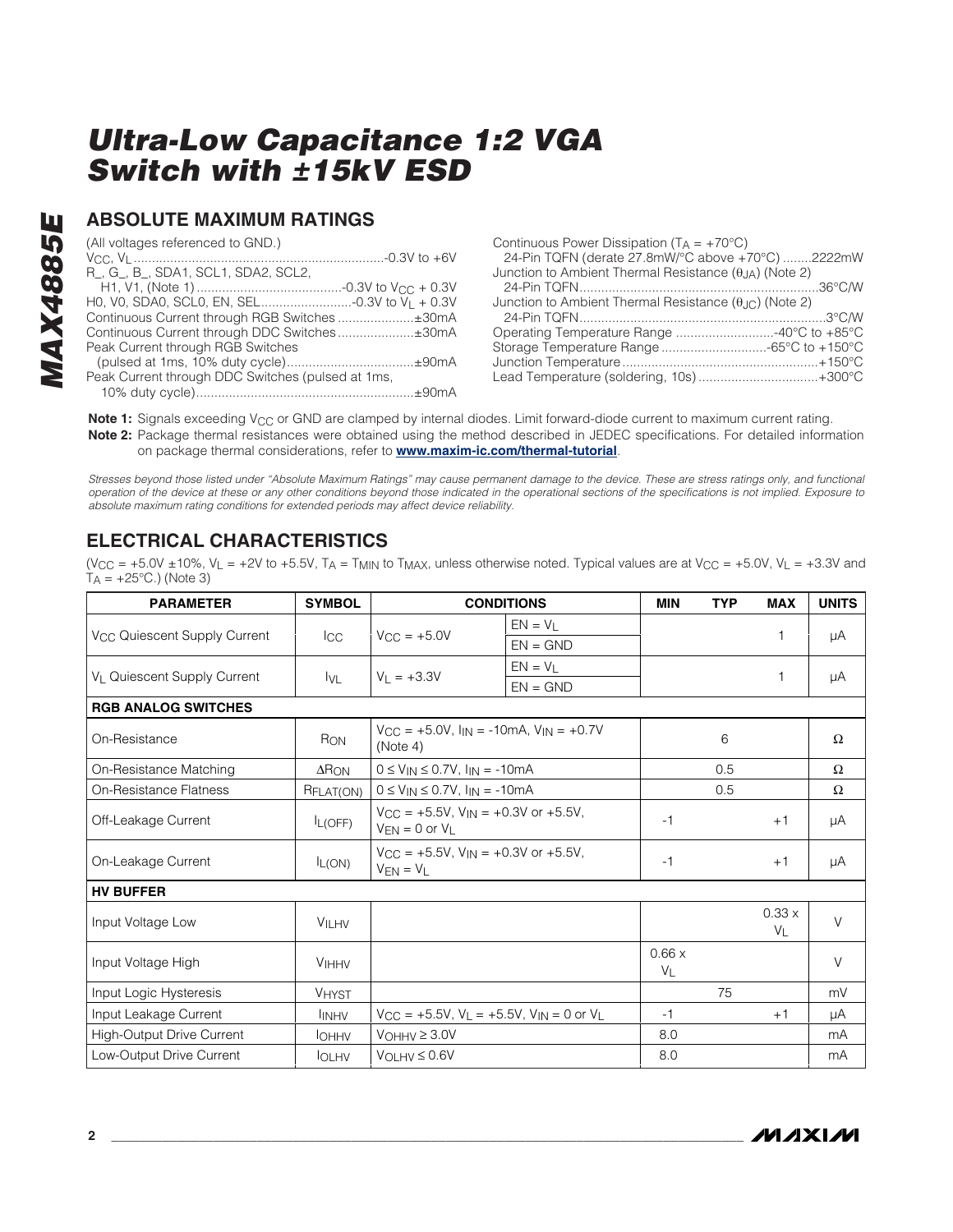# Ultra-Low Capacitance 1:2 VGA Switch with ±15kV ESD

## ABSOLUTE MAXIMUM RATINGS

(All voltages referenced to GND.)

$V_{CC}$, $V_L$ ....................................................................-0.3V to +6V
R_, G_, B_, SDA1, SCL1, SDA2, SCL2,
H1, V1, (Note 1) ........................................-0.3V to $V_{CC}$ + 0.3V
H0, V0, SDA0, SCL0, EN, SEL.........................-0.3V to $V_L$ + 0.3V
Continuous Current through RGB Switches .....................±30mA
Continuous Current through DDC Switches.....................±30mA
Peak Current through RGB Switches
(pulsed at 1ms, 10% duty cycle)...................................±90mA
Peak Current through DDC Switches (pulsed at 1ms,
10% duty cycle)............................................................±90mA

Continuous Power Dissipation ($T_A$ = +70°C)
24-Pin TQFN (derate 27.8mW/°C above +70°C) ........2222mW
Junction to Ambient Thermal Resistance ($\theta_{JA}$) (Note 2)
24-Pin TQFN.................................................................36°C/W
Junction to Ambient Thermal Resistance ($\theta_{JC}$) (Note 2)
24-Pin TQFN...................................................................3°C/W
Operating Temperature Range ...........................-40°C to +85°C
Storage Temperature Range .............................-65°C to +150°C
Junction Temperature......................................................+150°C
Lead Temperature (soldering, 10s) .................................+300°C

**Note 1:** Signals exceeding $V_{CC}$ or GND are clamped by internal diodes. Limit forward-diode current to maximum current rating.
**Note 2:** Package thermal resistances were obtained using the method described in JEDEC specifications. For detailed information on package thermal considerations, refer to **www.maxim-ic.com/thermal-tutorial**.

*Stresses beyond those listed under "Absolute Maximum Ratings" may cause permanent damage to the device. These are stress ratings only, and functional operation of the device at these or any other conditions beyond those indicated in the operational sections of the specifications is not implied. Exposure to absolute maximum rating conditions for extended periods may affect device reliability.*

## ELECTRICAL CHARACTERISTICS

($V_{CC}$ = +5.0V ±10%, $V_L$ = +2V to +5.5V, $T_A$ = $T_{MIN}$ to $T_{MAX}$, unless otherwise noted. Typical values are at $V_{CC}$ = +5.0V, $V_L$ = +3.3V and $T_A$ = +25°C.) (Note 3)

| PARAMETER | SYMBOL | CONDITIONS | | MIN | TYP | MAX | UNITS |
|---|---|---|---|---|---|---|---|
| $V_{CC}$ Quiescent Supply Current | $I_{CC}$ | $V_{CC}$ = +5.0V | EN = $V_L$ | | | 1 | µA |
| | | | EN = GND | | | | |
| $V_L$ Quiescent Supply Current | $I_{VL}$ | $V_L$ = +3.3V | EN = $V_L$ | | | 1 | µA |
| | | | EN = GND | | | | |
| **RGB ANALOG SWITCHES** | | | | | | | |
| On-Resistance | $R_{ON}$ | $V_{CC}$ = +5.0V, $I_{IN}$ = -10mA, $V_{IN}$ = +0.7V (Note 4) | | | 6 | | Ω |
| On-Resistance Matching | $\Delta R_{ON}$ | 0 ≤ $V_{IN}$ ≤ 0.7V, $I_{IN}$ = -10mA | | | 0.5 | | Ω |
| On-Resistance Flatness | $R_{FLAT(ON)}$ | 0 ≤ $V_{IN}$ ≤ 0.7V, $I_{IN}$ = -10mA | | | 0.5 | | Ω |
| Off-Leakage Current | $I_{L(OFF)}$ | $V_{CC}$ = +5.5V, $V_{IN}$ = +0.3V or +5.5V, $V_{EN}$ = 0 or $V_L$ | | -1 | | +1 | µA |
| On-Leakage Current | $I_{L(ON)}$ | $V_{CC}$ = +5.5V, $V_{IN}$ = +0.3V or +5.5V, $V_{EN}$ = $V_L$ | | -1 | | +1 | µA |
| **HV BUFFER** | | | | | | | |
| Input Voltage Low | $V_{ILHV}$ | | | | | 0.33 x $V_L$ | V |
| Input Voltage High | $V_{IHHV}$ | | | 0.66 x $V_L$ | | | V |
| Input Logic Hysteresis | $V_{HYST}$ | | | | 75 | | mV |
| Input Leakage Current | $I_{INHV}$ | $V_{CC}$ = +5.5V, $V_L$ = +5.5V, $V_{IN}$ = 0 or $V_L$ | | -1 | | +1 | µA |
| High-Output Drive Current | $I_{OHHV}$ | $V_{OHHV}$ ≥ 3.0V | | 8.0 | | | mA |
| Low-Output Drive Current | $I_{OLHV}$ | $V_{OLHV}$ ≤ 0.6V | | 8.0 | | | mA |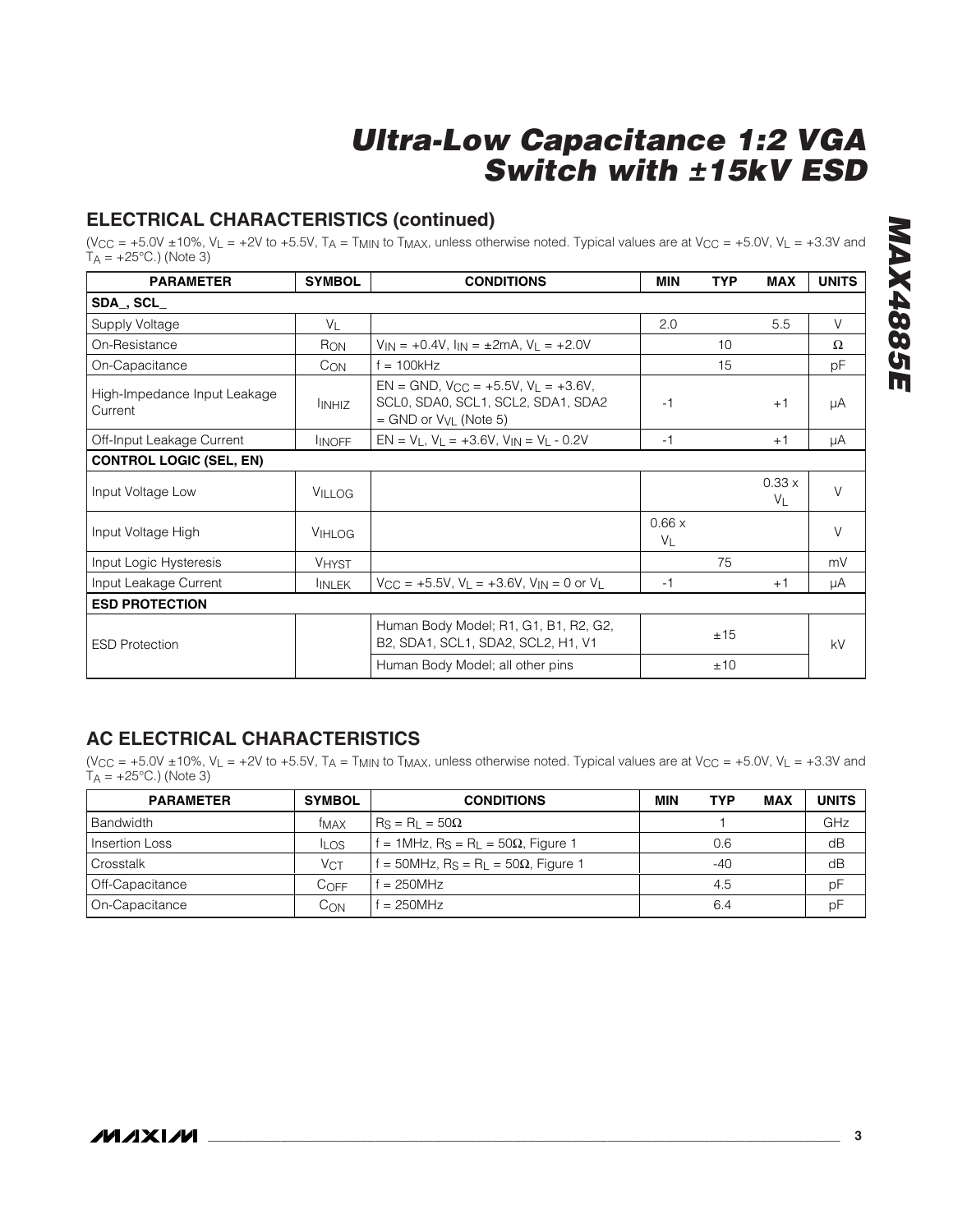## ELECTRICAL CHARACTERISTICS (continued)

($V_{CC}$ = +5.0V ±10%, $V_L$ = +2V to +5.5V, $T_A$ = $T_{MIN}$ to $T_{MAX}$, unless otherwise noted. Typical values are at $V_{CC}$ = +5.0V, $V_L$ = +3.3V and $T_A$ = +25°C.) (Note 3)

| PARAMETER | SYMBOL | CONDITIONS | MIN | TYP | MAX | UNITS |
|---|---|---|---|---|---|---|
| **SDA_, SCL_** | | | | | | |
| Supply Voltage | $V_L$ | | 2.0 | | 5.5 | V |
| On-Resistance | $R_{ON}$ | $V_{IN}$ = +0.4V, $I_{IN}$ = ±2mA, $V_L$ = +2.0V | | 10 | | Ω |
| On-Capacitance | $C_{ON}$ | f = 100kHz | | 15 | | pF |
| High-Impedance Input Leakage Current | $I_{INHIZ}$ | EN = GND, $V_{CC}$ = +5.5V, $V_L$ = +3.6V, SCL0, SDA0, SCL1, SCL2, SDA1, SDA2 = GND or $V_{VL}$ (Note 5) | -1 | | +1 | µA |
| Off-Input Leakage Current | $I_{INOFF}$ | EN = $V_L$, $V_L$ = +3.6V, $V_{IN}$ = $V_L$ - 0.2V | -1 | | +1 | µA |
| **CONTROL LOGIC (SEL, EN)** | | | | | | |
| Input Voltage Low | $V_{ILLOG}$ | | | | 0.33 x $V_L$ | V |
| Input Voltage High | $V_{IHLOG}$ | | 0.66 x $V_L$ | | | V |
| Input Logic Hysteresis | $V_{HYST}$ | | | 75 | | mV |
| Input Leakage Current | $I_{INLEK}$ | $V_{CC}$ = +5.5V, $V_L$ = +3.6V, $V_{IN}$ = 0 or $V_L$ | -1 | | +1 | µA |
| **ESD PROTECTION** | | | | | | |
| ESD Protection | | Human Body Model; R1, G1, B1, R2, G2, B2, SDA1, SCL1, SDA2, SCL2, H1, V1 | | ±15 | | kV |
| | | Human Body Model; all other pins | | ±10 | | |

## AC ELECTRICAL CHARACTERISTICS

($V_{CC}$ = +5.0V ±10%, $V_L$ = +2V to +5.5V, $T_A$ = $T_{MIN}$ to $T_{MAX}$, unless otherwise noted. Typical values are at $V_{CC}$ = +5.0V, $V_L$ = +3.3V and $T_A$ = +25°C.) (Note 3)

| PARAMETER | SYMBOL | CONDITIONS | MIN | TYP | MAX | UNITS |
|---|---|---|---|---|---|---|
| Bandwidth | $f_{MAX}$ | $R_S$ = $R_L$ = 50Ω | | 1 | | GHz |
| Insertion Loss | $I_{LOS}$ | f = 1MHz, $R_S$ = $R_L$ = 50Ω, Figure 1 | | 0.6 | | dB |
| Crosstalk | $V_{CT}$ | f = 50MHz, $R_S$ = $R_L$ = 50Ω, Figure 1 | | -40 | | dB |
| Off-Capacitance | $C_{OFF}$ | f = 250MHz | | 4.5 | | pF |
| On-Capacitance | $C_{ON}$ | f = 250MHz | | 6.4 | | pF |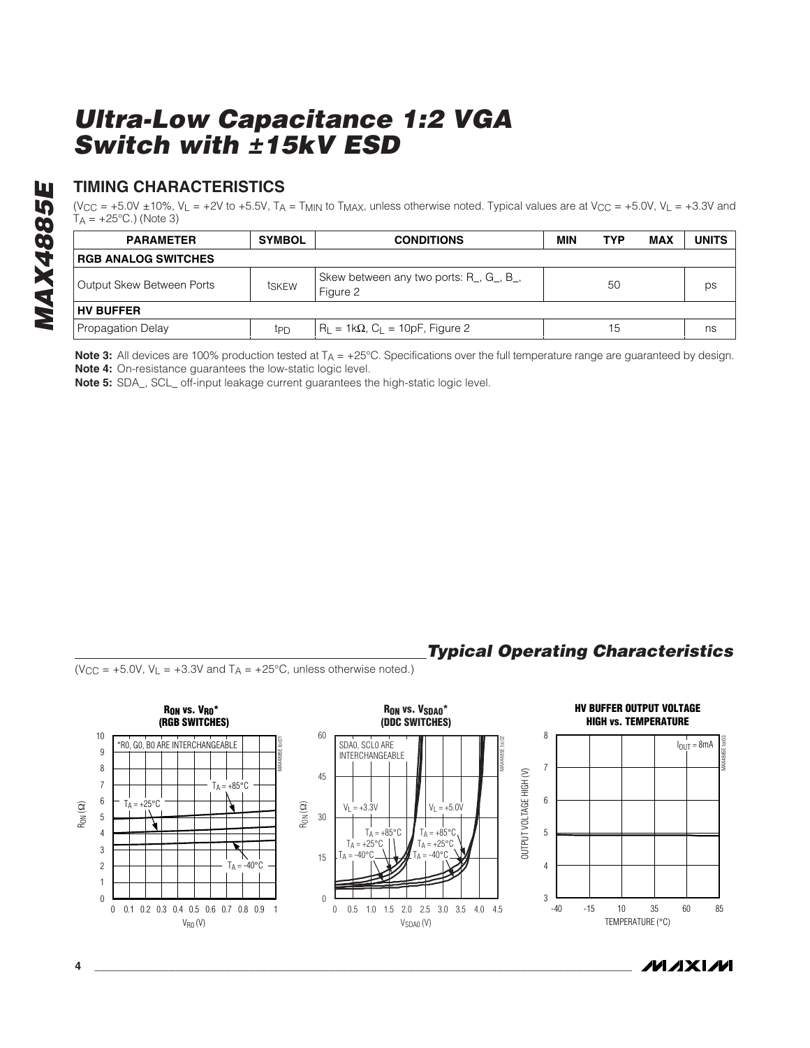## TIMING CHARACTERISTICS

($V_{CC}$ = +5.0V ±10%, $V_L$ = +2V to +5.5V, $T_A$ = $T_{MIN}$ to $T_{MAX}$, unless otherwise noted. Typical values are at $V_{CC}$ = +5.0V, $V_L$ = +3.3V and $T_A$ = +25°C.) (Note 3)

| PARAMETER | SYMBOL | CONDITIONS | MIN | TYP | MAX | UNITS |
|---|---|---|---|---|---|---|
| **RGB ANALOG SWITCHES** | | | | | | |
| Output Skew Between Ports | $t_{SKEW}$ | Skew between any two ports: R_, G_, B_, Figure 2 | | 50 | | ps |
| **HV BUFFER** | | | | | | |
| Propagation Delay | $t_{PD}$ | $R_L$ = 1kΩ, $C_L$ = 10pF, Figure 2 | | 15 | | ns |

**Note 3:** All devices are 100% production tested at $T_A$ = +25°C. Specifications over the full temperature range are guaranteed by design.
**Note 4:** On-resistance guarantees the low-static logic level.
**Note 5:** SDA_, SCL_ off-input leakage current guarantees the high-static logic level.

## *Typical Operating Characteristics*

($V_{CC}$ = +5.0V, $V_L$ = +3.3V and $T_A$ = +25°C, unless otherwise noted.)

**$R_{ON}$ vs. $V_{R0}$* (RGB SWITCHES)**

**$R_{ON}$ vs. $V_{SDA0}$* (DDC SWITCHES)**

**HV BUFFER OUTPUT VOLTAGE HIGH vs. TEMPERATURE**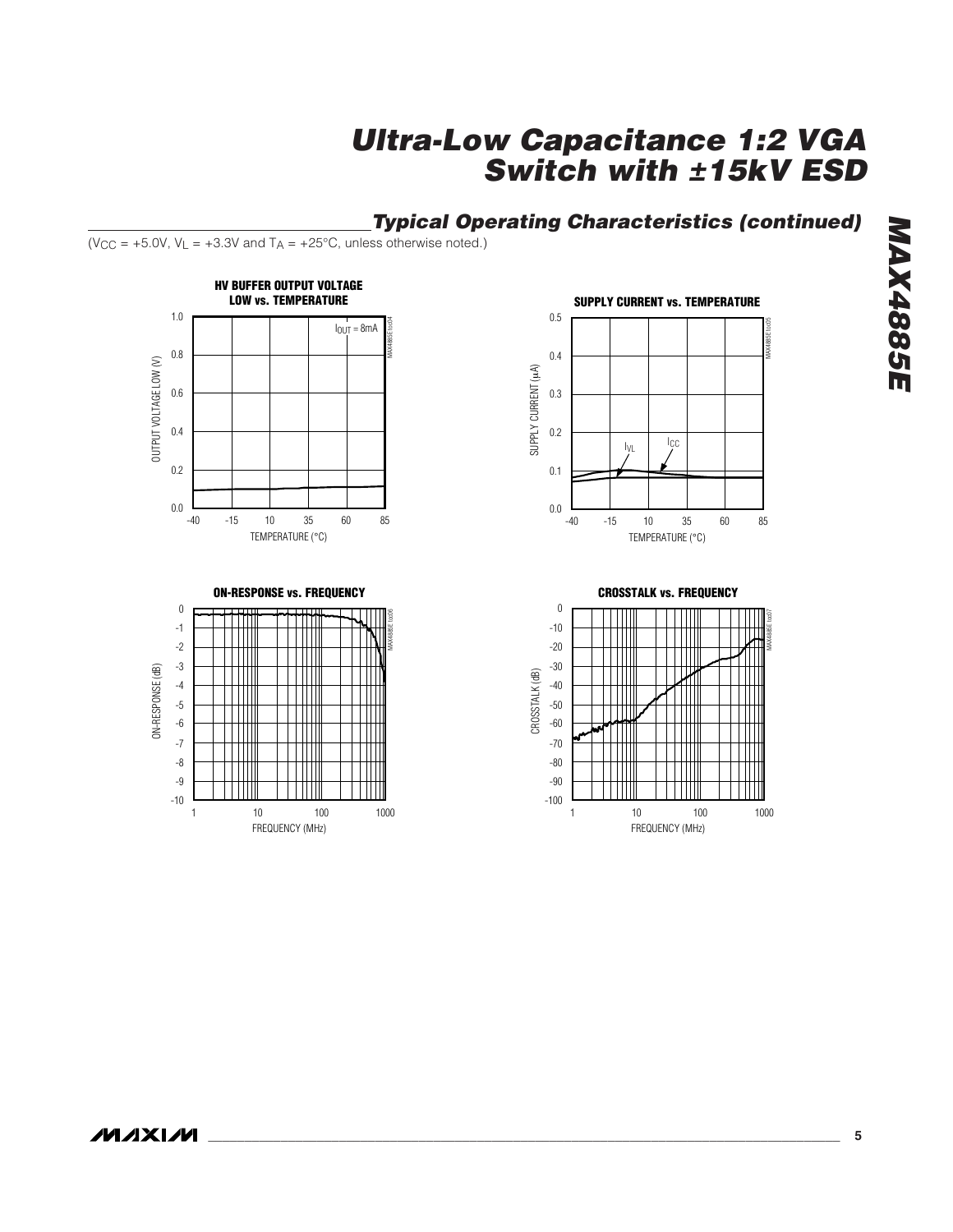## Typical Operating Characteristics (continued)

($V_{CC}$ = +5.0V, $V_L$ = +3.3V and $T_A$ = +25°C, unless otherwise noted.)

**HV BUFFER OUTPUT VOLTAGE LOW vs. TEMPERATURE**

**SUPPLY CURRENT vs. TEMPERATURE**

**ON-RESPONSE vs. FREQUENCY**

**CROSSTALK vs. FREQUENCY**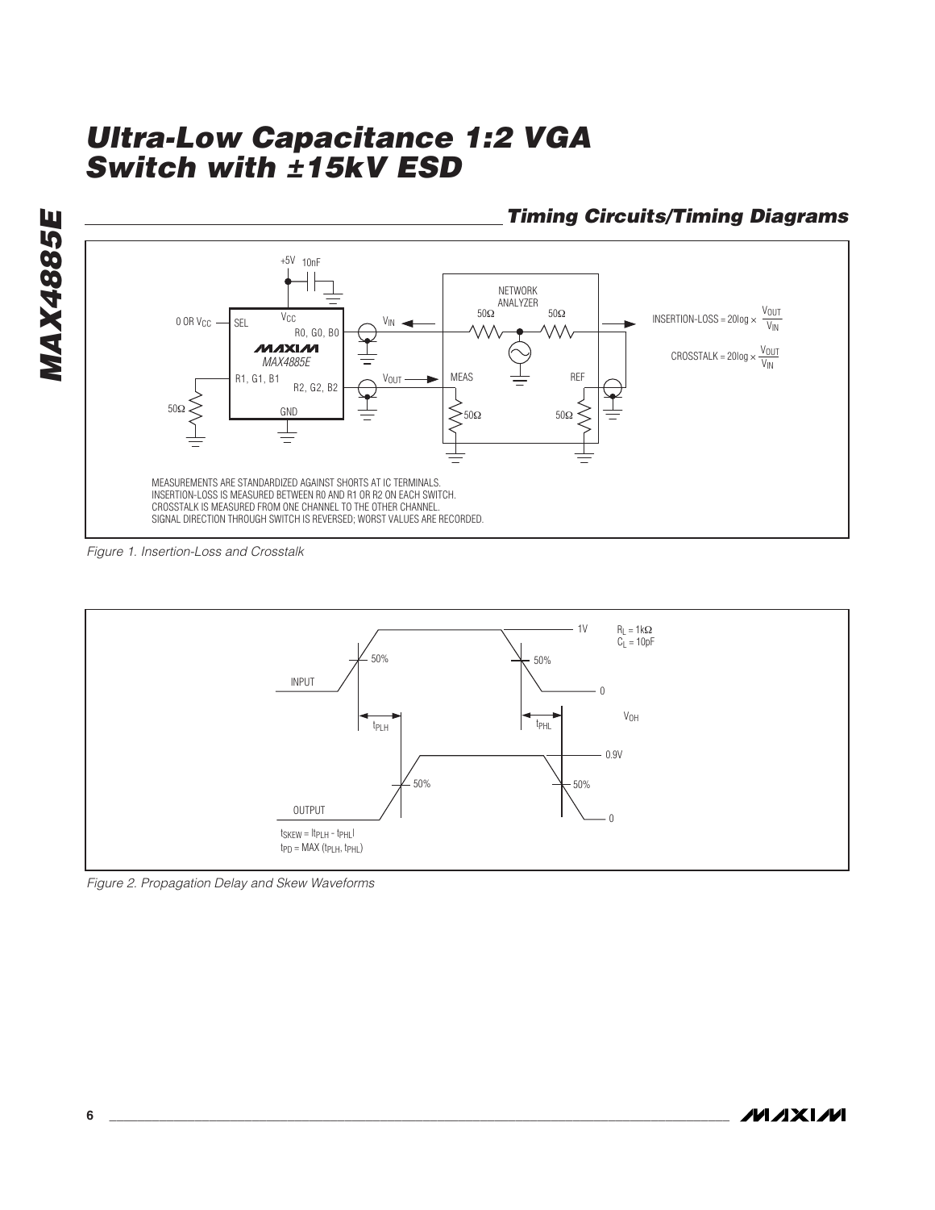## Timing Circuits/Timing Diagrams

+5V 10nF

0 OR $V_{CC}$ SEL $V_{CC}$ R0, G0, B0

MAX4885E

R1, G1, B1 R2, G2, B2

50Ω GND

$V_{IN}$ $V_{OUT}$

NETWORK ANALYZER 50Ω 50Ω MEAS REF 50Ω 50Ω

$$\text{INSERTION-LOSS} = 20\log \times \frac{V_{OUT}}{V_{IN}}$$

$$\text{CROSSTALK} = 20\log \times \frac{V_{OUT}}{V_{IN}}$$

MEASUREMENTS ARE STANDARDIZED AGAINST SHORTS AT IC TERMINALS.
INSERTION-LOSS IS MEASURED BETWEEN R0 AND R1 OR R2 ON EACH SWITCH.
CROSSTALK IS MEASURED FROM ONE CHANNEL TO THE OTHER CHANNEL.
SIGNAL DIRECTION THROUGH SWITCH IS REVERSED; WORST VALUES ARE RECORDED.

*Figure 1. Insertion-Loss and Crosstalk*

INPUT 50% 50% 1V 0

$R_L$ = 1kΩ
$C_L$ = 10pF

$t_{PLH}$ $t_{PHL}$ $V_{OH}$

OUTPUT 50% 50% 0.9V 0

$t_{SKEW} = |t_{PLH} - t_{PHL}|$
$t_{PD} = MAX (t_{PLH}, t_{PHL})$

*Figure 2. Propagation Delay and Skew Waveforms*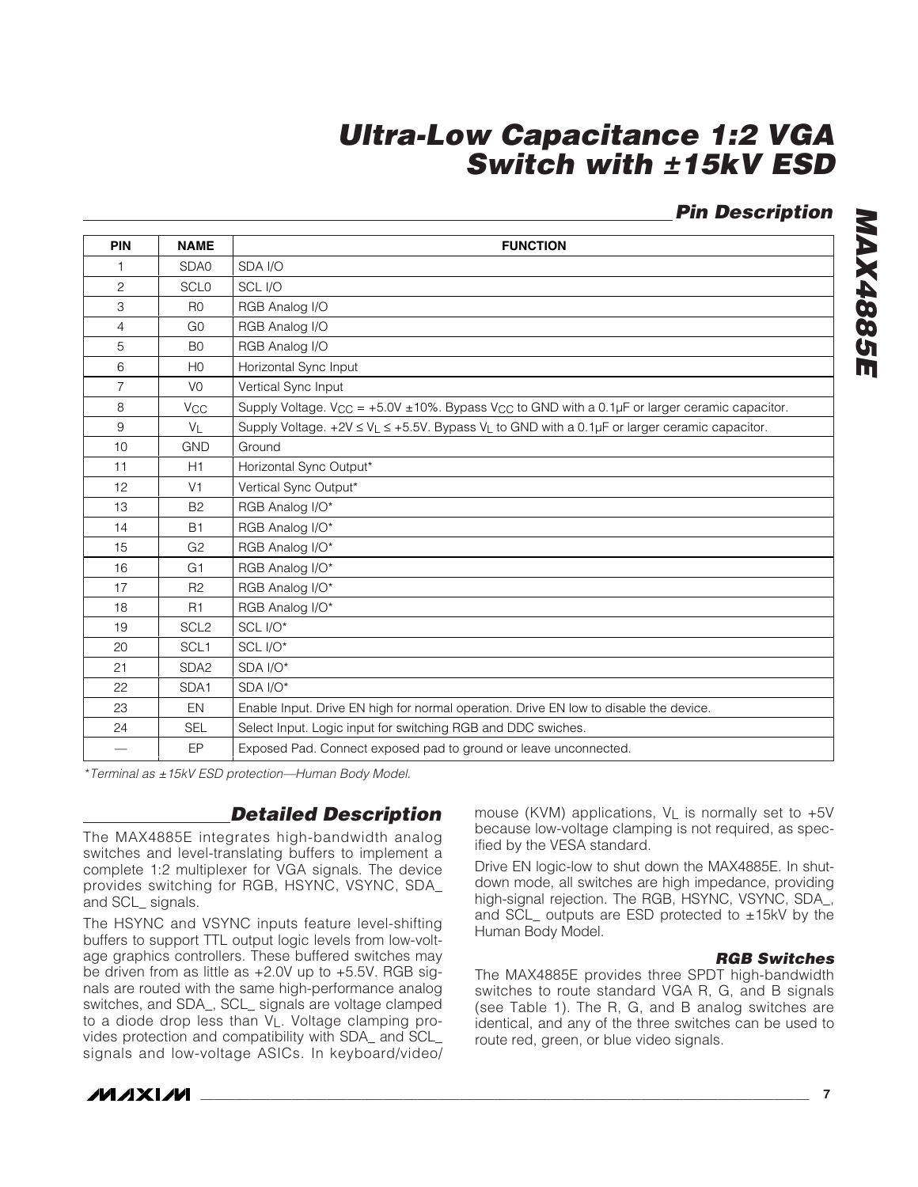## Pin Description

| PIN | NAME | FUNCTION |
|---|---|---|
| 1 | SDA0 | SDA I/O |
| 2 | SCL0 | SCL I/O |
| 3 | R0 | RGB Analog I/O |
| 4 | G0 | RGB Analog I/O |
| 5 | B0 | RGB Analog I/O |
| 6 | H0 | Horizontal Sync Input |
| 7 | V0 | Vertical Sync Input |
| 8 | $V_{CC}$ | Supply Voltage. $V_{CC}$ = +5.0V ±10%. Bypass $V_{CC}$ to GND with a 0.1µF or larger ceramic capacitor. |
| 9 | $V_L$ | Supply Voltage. $+2V \le V_L \le +5.5V$. Bypass $V_L$ to GND with a 0.1µF or larger ceramic capacitor. |
| 10 | GND | Ground |
| 11 | H1 | Horizontal Sync Output* |
| 12 | V1 | Vertical Sync Output* |
| 13 | B2 | RGB Analog I/O* |
| 14 | B1 | RGB Analog I/O* |
| 15 | G2 | RGB Analog I/O* |
| 16 | G1 | RGB Analog I/O* |
| 17 | R2 | RGB Analog I/O* |
| 18 | R1 | RGB Analog I/O* |
| 19 | SCL2 | SCL I/O* |
| 20 | SCL1 | SCL I/O* |
| 21 | SDA2 | SDA I/O* |
| 22 | SDA1 | SDA I/O* |
| 23 | EN | Enable Input. Drive EN high for normal operation. Drive EN low to disable the device. |
| 24 | SEL | Select Input. Logic input for switching RGB and DDC swiches. |
| — | EP | Exposed Pad. Connect exposed pad to ground or leave unconnected. |

*Terminal as ±15kV ESD protection—Human Body Model.*

## Detailed Description

The MAX4885E integrates high-bandwidth analog switches and level-translating buffers to implement a complete 1:2 multiplexer for VGA signals. The device provides switching for RGB, HSYNC, VSYNC, SDA_ and SCL_ signals.

The HSYNC and VSYNC inputs feature level-shifting buffers to support TTL output logic levels from low-voltage graphics controllers. These buffered switches may be driven from as little as +2.0V up to +5.5V. RGB signals are routed with the same high-performance analog switches, and SDA_, SCL_ signals are voltage clamped to a diode drop less than $V_L$. Voltage clamping provides protection and compatibility with SDA_ and SCL_ signals and low-voltage ASICs. In keyboard/video/mouse (KVM) applications, $V_L$ is normally set to +5V because low-voltage clamping is not required, as specified by the VESA standard.

Drive EN logic-low to shut down the MAX4885E. In shutdown mode, all switches are high impedance, providing high-signal rejection. The RGB, HSYNC, VSYNC, SDA_, and SCL_ outputs are ESD protected to ±15kV by the Human Body Model.

### RGB Switches

The MAX4885E provides three SPDT high-bandwidth switches to route standard VGA R, G, and B signals (see Table 1). The R, G, and B analog switches are identical, and any of the three switches can be used to route red, green, or blue video signals.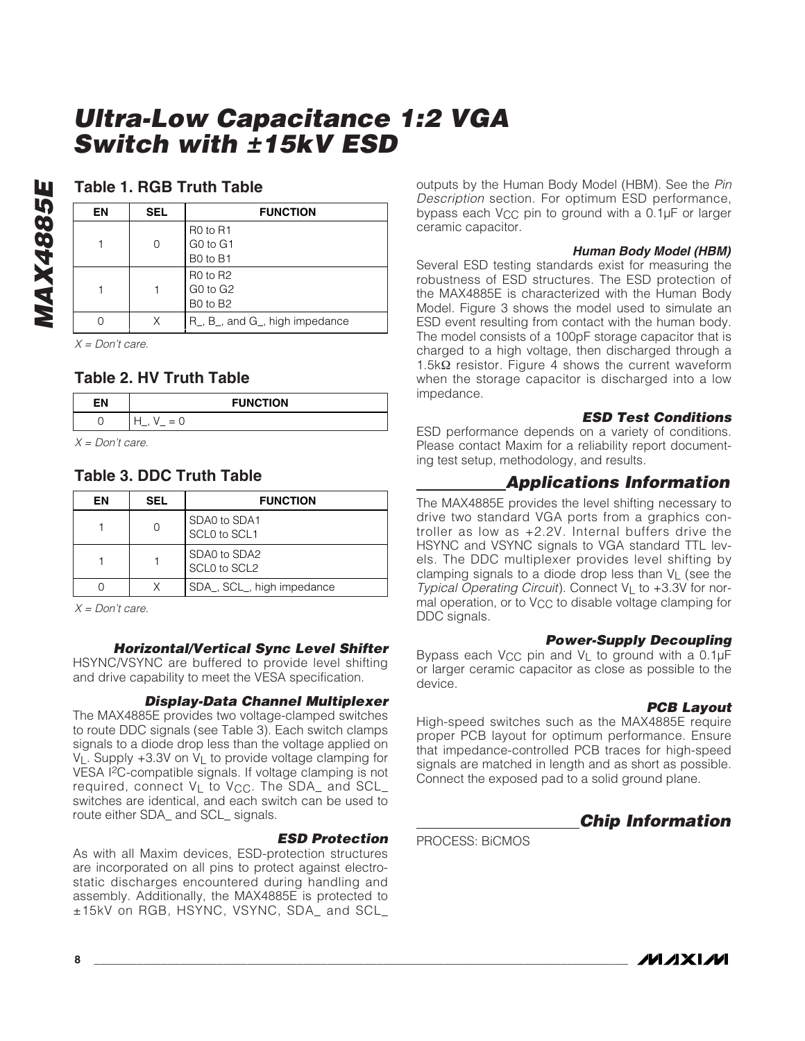## Table 1. RGB Truth Table

| EN | SEL | FUNCTION |
|---|---|---|
| 1 | 0 | R0 to R1<br>G0 to G1<br>B0 to B1 |
| 1 | 1 | R0 to R2<br>G0 to G2<br>B0 to B2 |
| 0 | X | R_, B_, and G_, high impedance |

*X = Don't care.*

## Table 2. HV Truth Table

| EN | FUNCTION |
|---|---|
| 0 | H_, V_ = 0 |

*X = Don't care.*

## Table 3. DDC Truth Table

| EN | SEL | FUNCTION |
|---|---|---|
| 1 | 0 | SDA0 to SDA1<br>SCL0 to SCL1 |
| 1 | 1 | SDA0 to SDA2<br>SCL0 to SCL2 |
| 0 | X | SDA_, SCL_, high impedance |

*X = Don't care.*

### Horizontal/Vertical Sync Level Shifter

HSYNC/VSYNC are buffered to provide level shifting and drive capability to meet the VESA specification.

### Display-Data Channel Multiplexer

The MAX4885E provides two voltage-clamped switches to route DDC signals (see Table 3). Each switch clamps signals to a diode drop less than the voltage applied on $V_L$. Supply +3.3V on $V_L$ to provide voltage clamping for VESA $I^2C$-compatible signals. If voltage clamping is not required, connect $V_L$ to $V_{CC}$. The SDA_ and SCL_ switches are identical, and each switch can be used to route either SDA_ and SCL_ signals.

### ESD Protection

As with all Maxim devices, ESD-protection structures are incorporated on all pins to protect against electrostatic discharges encountered during handling and assembly. Additionally, the MAX4885E is protected to ±15kV on RGB, HSYNC, VSYNC, SDA_ and SCL_ outputs by the Human Body Model (HBM). See the *Pin Description* section. For optimum ESD performance, bypass each $V_{CC}$ pin to ground with a 0.1µF or larger ceramic capacitor.

### Human Body Model (HBM)

Several ESD testing standards exist for measuring the robustness of ESD structures. The ESD protection of the MAX4885E is characterized with the Human Body Model. Figure 3 shows the model used to simulate an ESD event resulting from contact with the human body. The model consists of a 100pF storage capacitor that is charged to a high voltage, then discharged through a 1.5kΩ resistor. Figure 4 shows the current waveform when the storage capacitor is discharged into a low impedance.

### ESD Test Conditions

ESD performance depends on a variety of conditions. Please contact Maxim for a reliability report documenting test setup, methodology, and results.

## Applications Information

The MAX4885E provides the level shifting necessary to drive two standard VGA ports from a graphics controller as low as +2.2V. Internal buffers drive the HSYNC and VSYNC signals to VGA standard TTL levels. The DDC multiplexer provides level shifting by clamping signals to a diode drop less than $V_L$ (see the *Typical Operating Circuit*). Connect $V_L$ to +3.3V for normal operation, or to $V_{CC}$ to disable voltage clamping for DDC signals.

### Power-Supply Decoupling

Bypass each $V_{CC}$ pin and $V_L$ to ground with a 0.1µF or larger ceramic capacitor as close as possible to the device.

### PCB Layout

High-speed switches such as the MAX4885E require proper PCB layout for optimum performance. Ensure that impedance-controlled PCB traces for high-speed signals are matched in length and as short as possible. Connect the exposed pad to a solid ground plane.

## Chip Information

PROCESS: BiCMOS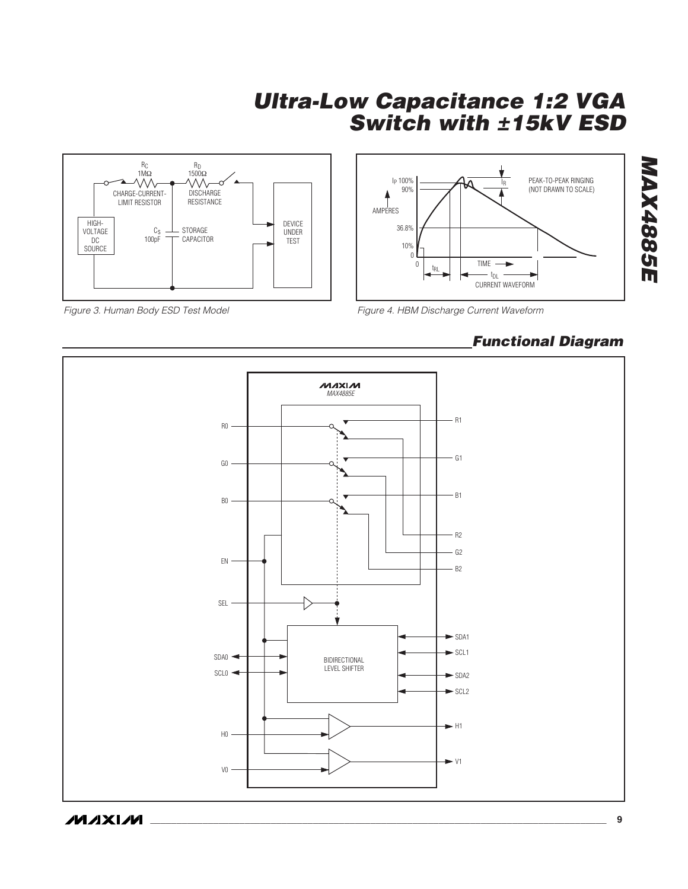Figure 3. Human Body ESD Test Model

Figure 4. HBM Discharge Current Waveform

## Functional Diagram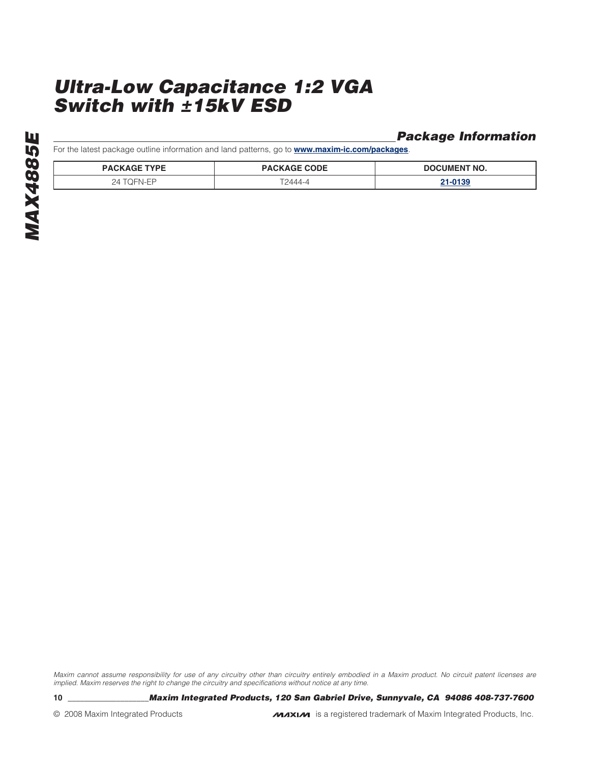## Package Information

For the latest package outline information and land patterns, go to **www.maxim-ic.com/packages**.

| PACKAGE TYPE | PACKAGE CODE | DOCUMENT NO. |
| --- | --- | --- |
| 24 TQFN-EP | T2444-4 | 21-0139 |

*Maxim cannot assume responsibility for use of any circuitry other than circuitry entirely embodied in a Maxim product. No circuit patent licenses are implied. Maxim reserves the right to change the circuitry and specifications without notice at any time.*

***Maxim Integrated Products, 120 San Gabriel Drive, Sunnyvale, CA 94086 408-737-7600***

© 2008 Maxim Integrated Products

MAXIM is a registered trademark of Maxim Integrated Products, Inc.